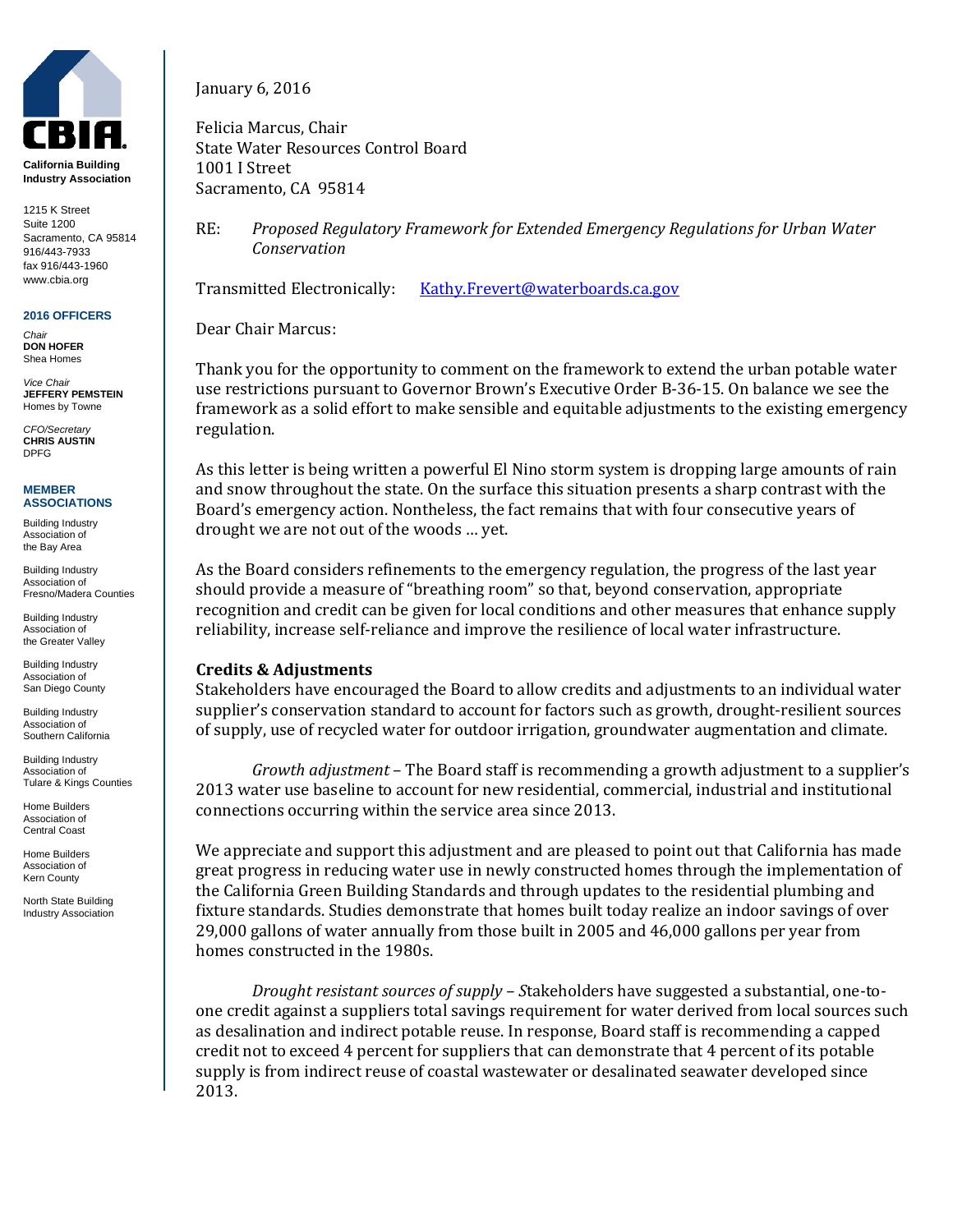**CBIA**

**California Building Industry Association**

1215 K Street
Suite 1200
Sacramento, CA 95814
916/443-7933
fax 916/443-1960
www.cbia.org

**2016 OFFICERS**

*Chair*
**DON HOFER**
Shea Homes

*Vice Chair*
**JEFFERY PEMSTEIN**
Homes by Towne

*CFO/Secretary*
**CHRIS AUSTIN**
DPFG

**MEMBER ASSOCIATIONS**

Building Industry Association of the Bay Area

Building Industry Association of Fresno/Madera Counties

Building Industry Association of the Greater Valley

Building Industry Association of San Diego County

Building Industry Association of Southern California

Building Industry Association of Tulare & Kings Counties

Home Builders Association of Central Coast

Home Builders Association of Kern County

North State Building Industry Association

January 6, 2016

Felicia Marcus, Chair
State Water Resources Control Board
1001 I Street
Sacramento, CA 95814

RE: *Proposed Regulatory Framework for Extended Emergency Regulations for Urban Water Conservation*

Transmitted Electronically: Kathy.Frevert@waterboards.ca.gov

Dear Chair Marcus:

Thank you for the opportunity to comment on the framework to extend the urban potable water use restrictions pursuant to Governor Brown's Executive Order B-36-15. On balance we see the framework as a solid effort to make sensible and equitable adjustments to the existing emergency regulation.

As this letter is being written a powerful El Nino storm system is dropping large amounts of rain and snow throughout the state. On the surface this situation presents a sharp contrast with the Board's emergency action. Nontheless, the fact remains that with four consecutive years of drought we are not out of the woods … yet.

As the Board considers refinements to the emergency regulation, the progress of the last year should provide a measure of "breathing room" so that, beyond conservation, appropriate recognition and credit can be given for local conditions and other measures that enhance supply reliability, increase self-reliance and improve the resilience of local water infrastructure.

**Credits & Adjustments**

Stakeholders have encouraged the Board to allow credits and adjustments to an individual water supplier's conservation standard to account for factors such as growth, drought-resilient sources of supply, use of recycled water for outdoor irrigation, groundwater augmentation and climate.

*Growth adjustment* – The Board staff is recommending a growth adjustment to a supplier's 2013 water use baseline to account for new residential, commercial, industrial and institutional connections occurring within the service area since 2013.

We appreciate and support this adjustment and are pleased to point out that California has made great progress in reducing water use in newly constructed homes through the implementation of the California Green Building Standards and through updates to the residential plumbing and fixture standards. Studies demonstrate that homes built today realize an indoor savings of over 29,000 gallons of water annually from those built in 2005 and 46,000 gallons per year from homes constructed in the 1980s.

*Drought resistant sources of supply – S*takeholders have suggested a substantial, one-to-one credit against a suppliers total savings requirement for water derived from local sources such as desalination and indirect potable reuse. In response, Board staff is recommending a capped credit not to exceed 4 percent for suppliers that can demonstrate that 4 percent of its potable supply is from indirect reuse of coastal wastewater or desalinated seawater developed since 2013.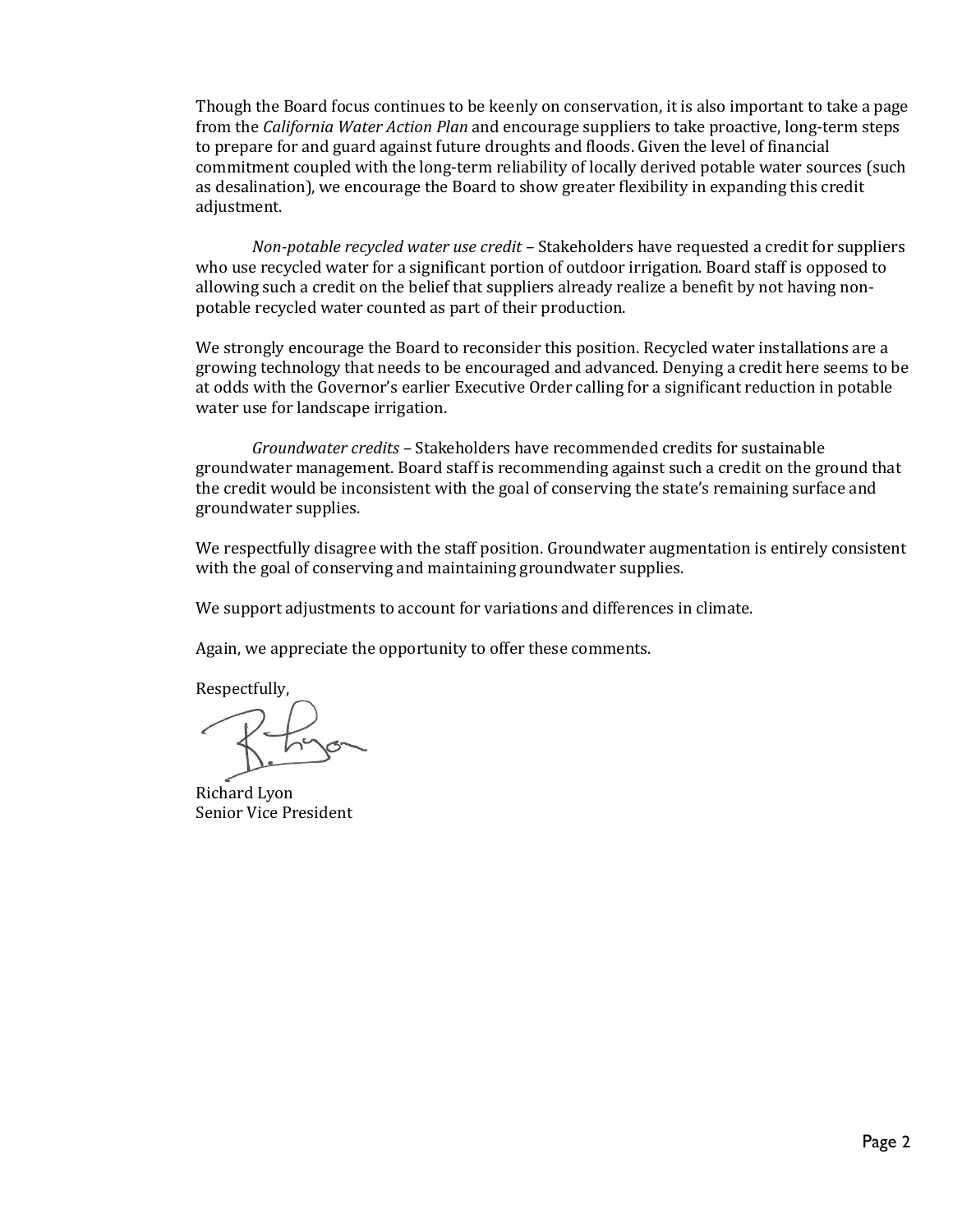Though the Board focus continues to be keenly on conservation, it is also important to take a page from the *California Water Action Plan* and encourage suppliers to take proactive, long-term steps to prepare for and guard against future droughts and floods. Given the level of financial commitment coupled with the long-term reliability of locally derived potable water sources (such as desalination), we encourage the Board to show greater flexibility in expanding this credit adjustment.

*Non-potable recycled water use credit* – Stakeholders have requested a credit for suppliers who use recycled water for a significant portion of outdoor irrigation. Board staff is opposed to allowing such a credit on the belief that suppliers already realize a benefit by not having non-potable recycled water counted as part of their production.

We strongly encourage the Board to reconsider this position. Recycled water installations are a growing technology that needs to be encouraged and advanced. Denying a credit here seems to be at odds with the Governor's earlier Executive Order calling for a significant reduction in potable water use for landscape irrigation.

*Groundwater credits* – Stakeholders have recommended credits for sustainable groundwater management. Board staff is recommending against such a credit on the ground that the credit would be inconsistent with the goal of conserving the state's remaining surface and groundwater supplies.

We respectfully disagree with the staff position. Groundwater augmentation is entirely consistent with the goal of conserving and maintaining groundwater supplies.

We support adjustments to account for variations and differences in climate.

Again, we appreciate the opportunity to offer these comments.

Respectfully,

Richard Lyon
Senior Vice President